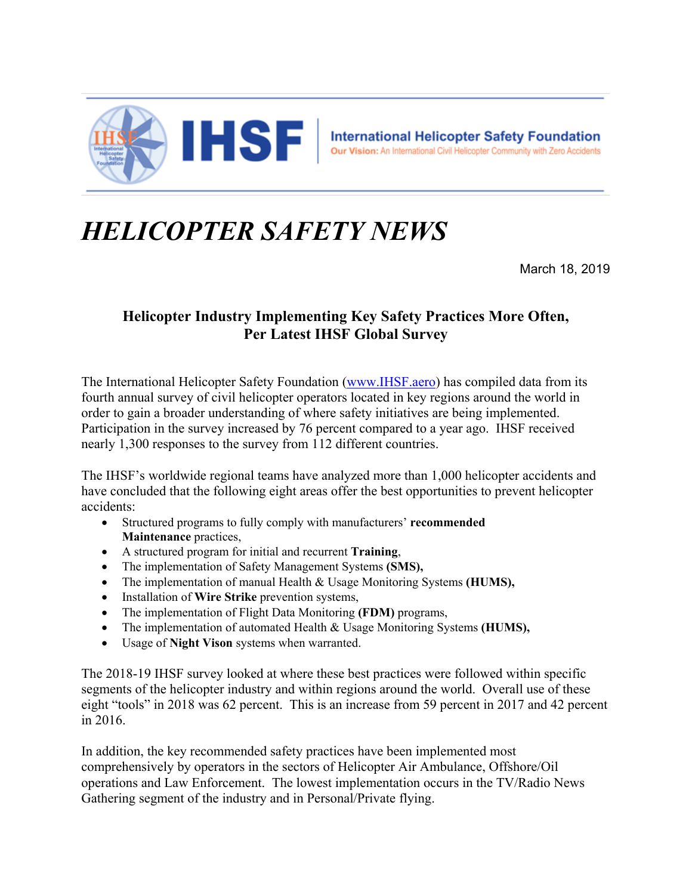**IHSF** | **International Helicopter Safety Foundation**
**Our Vision:** An International Civil Helicopter Community with Zero Accidents

# *HELICOPTER SAFETY NEWS*

March 18, 2019

## Helicopter Industry Implementing Key Safety Practices More Often, Per Latest IHSF Global Survey

The International Helicopter Safety Foundation (www.IHSF.aero) has compiled data from its fourth annual survey of civil helicopter operators located in key regions around the world in order to gain a broader understanding of where safety initiatives are being implemented. Participation in the survey increased by 76 percent compared to a year ago. IHSF received nearly 1,300 responses to the survey from 112 different countries.

The IHSF's worldwide regional teams have analyzed more than 1,000 helicopter accidents and have concluded that the following eight areas offer the best opportunities to prevent helicopter accidents:

- Structured programs to fully comply with manufacturers' **recommended Maintenance** practices,
- A structured program for initial and recurrent **Training**,
- The implementation of Safety Management Systems **(SMS),**
- The implementation of manual Health & Usage Monitoring Systems **(HUMS),**
- Installation of **Wire Strike** prevention systems,
- The implementation of Flight Data Monitoring **(FDM)** programs,
- The implementation of automated Health & Usage Monitoring Systems **(HUMS),**
- Usage of **Night Vison** systems when warranted.

The 2018-19 IHSF survey looked at where these best practices were followed within specific segments of the helicopter industry and within regions around the world. Overall use of these eight "tools" in 2018 was 62 percent. This is an increase from 59 percent in 2017 and 42 percent in 2016.

In addition, the key recommended safety practices have been implemented most comprehensively by operators in the sectors of Helicopter Air Ambulance, Offshore/Oil operations and Law Enforcement. The lowest implementation occurs in the TV/Radio News Gathering segment of the industry and in Personal/Private flying.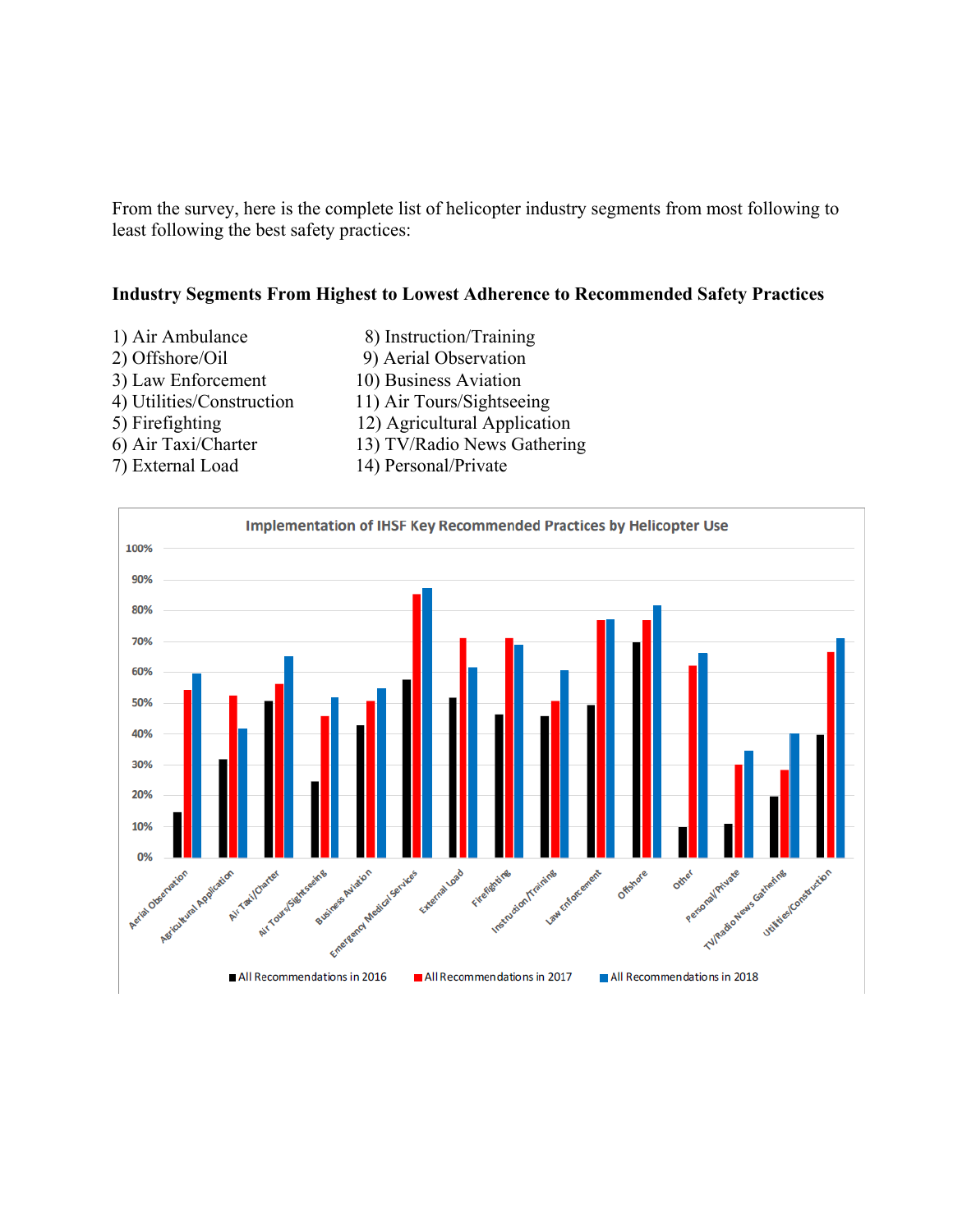From the survey, here is the complete list of helicopter industry segments from most following to least following the best safety practices:

**Industry Segments From Highest to Lowest Adherence to Recommended Safety Practices**

1) Air Ambulance
2) Offshore/Oil
3) Law Enforcement
4) Utilities/Construction
5) Firefighting
6) Air Taxi/Charter
7) External Load
8) Instruction/Training
9) Aerial Observation
10) Business Aviation
11) Air Tours/Sightseeing
12) Agricultural Application
13) TV/Radio News Gathering
14) Personal/Private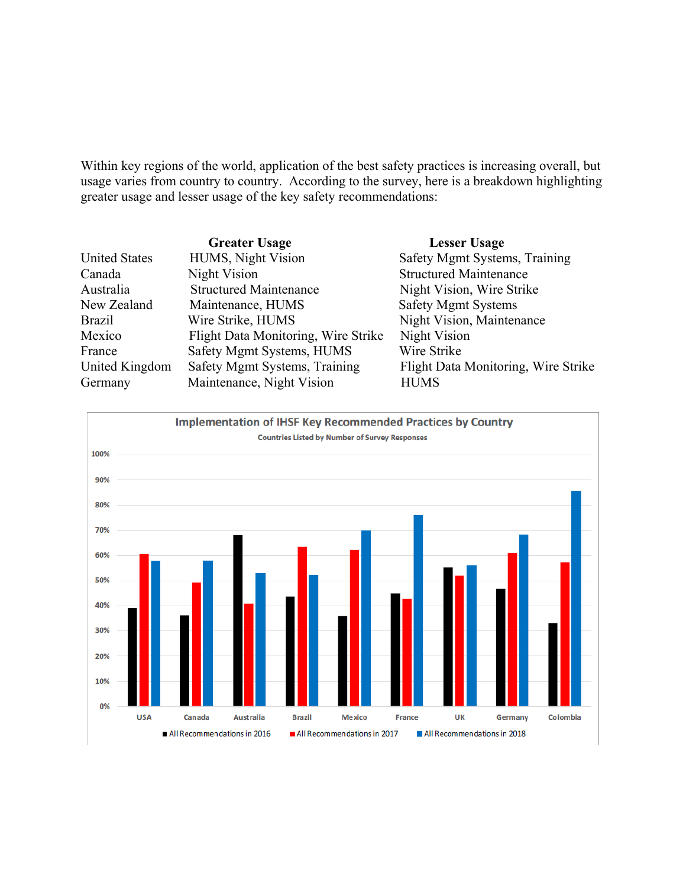Within key regions of the world, application of the best safety practices is increasing overall, but usage varies from country to country. According to the survey, here is a breakdown highlighting greater usage and lesser usage of the key safety recommendations:

| | Greater Usage | Lesser Usage |
|---|---|---|
| United States | HUMS, Night Vision | Safety Mgmt Systems, Training |
| Canada | Night Vision | Structured Maintenance |
| Australia | Structured Maintenance | Night Vision, Wire Strike |
| New Zealand | Maintenance, HUMS | Safety Mgmt Systems |
| Brazil | Wire Strike, HUMS | Night Vision, Maintenance |
| Mexico | Flight Data Monitoring, Wire Strike | Night Vision |
| France | Safety Mgmt Systems, HUMS | Wire Strike |
| United Kingdom | Safety Mgmt Systems, Training | Flight Data Monitoring, Wire Strike |
| Germany | Maintenance, Night Vision | HUMS |

**Implementation of IHSF Key Recommended Practices by Country**

Countries Listed by Number of Survey Responses

| Country | All Recommendations in 2016 | All Recommendations in 2017 | All Recommendations in 2018 |
|---|---|---|---|
| USA | ~39% | ~61% | ~58% |
| Canada | ~36% | ~49% | ~58% |
| Australia | ~68% | ~41% | ~53% |
| Brazil | ~44% | ~63% | ~52% |
| Mexico | ~36% | ~62% | ~70% |
| France | ~45% | ~43% | ~76% |
| UK | ~55% | ~52% | ~56% |
| Germany | ~47% | ~61% | ~68% |
| Colombia | ~33% | ~57% | ~86% |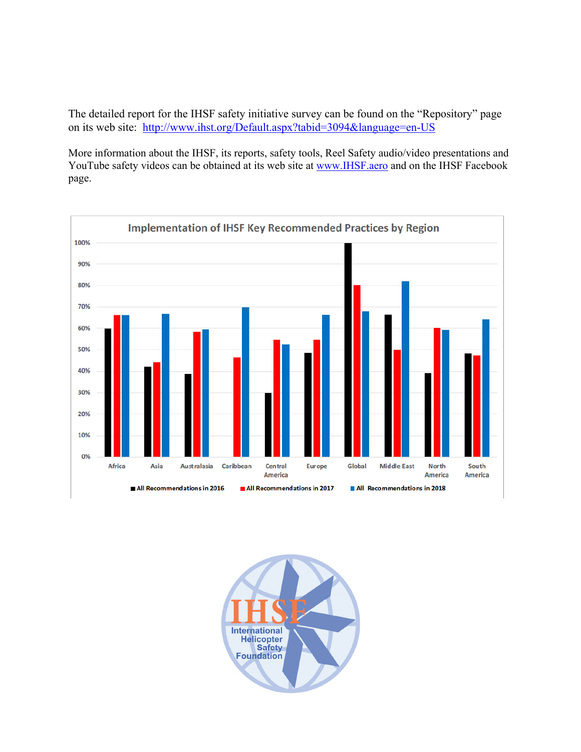The detailed report for the IHSF safety initiative survey can be found on the "Repository" page on its web site: http://www.ihst.org/Default.aspx?tabid=3094&language=en-US

More information about the IHSF, its reports, safety tools, Reel Safety audio/video presentations and YouTube safety videos can be obtained at its web site at www.IHSF.aero and on the IHSF Facebook page.

Implementation of IHSF Key Recommended Practices by Region

100%
90%
80%
70%
60%
50%
40%
30%
20%
10%
0%

Africa
Asia
Australasia
Caribbean
Central America
Europe
Global
Middle East
North America
South America

All Recommendations in 2016
All Recommendations in 2017
All Recommendations in 2018

IHSF
International Helicopter Safety Foundation